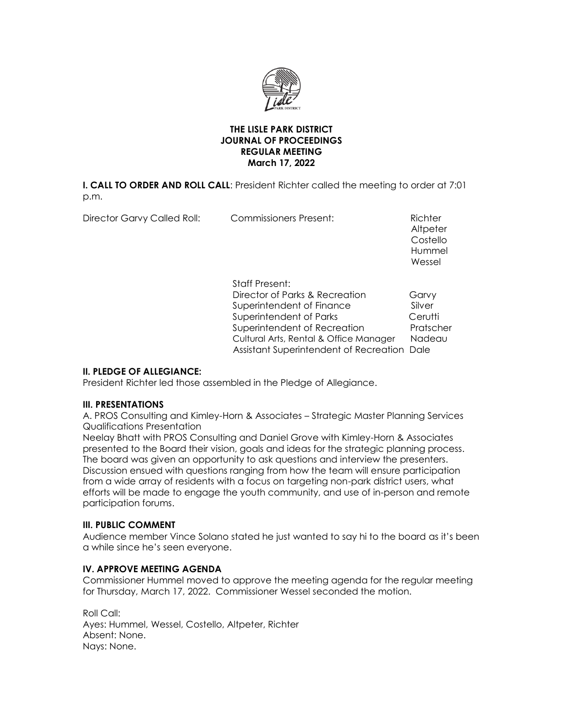**THE LISLE PARK DISTRICT**
**JOURNAL OF PROCEEDINGS**
**REGULAR MEETING**
**March 17, 2022**

**I. CALL TO ORDER AND ROLL CALL**: President Richter called the meeting to order at 7:01 p.m.

Director Garvy Called Roll: Commissioners Present:

- Richter
- Altpeter
- Costello
- Hummel
- Wessel

Staff Present:

| | |
|---|---|
| Director of Parks & Recreation | Garvy |
| Superintendent of Finance | Silver |
| Superintendent of Parks | Cerutti |
| Superintendent of Recreation | Pratscher |
| Cultural Arts, Rental & Office Manager | Nadeau |
| Assistant Superintendent of Recreation | Dale |

## II. PLEDGE OF ALLEGIANCE:

President Richter led those assembled in the Pledge of Allegiance.

## III. PRESENTATIONS

A. PROS Consulting and Kimley-Horn & Associates – Strategic Master Planning Services Qualifications Presentation

Neelay Bhatt with PROS Consulting and Daniel Grove with Kimley-Horn & Associates presented to the Board their vision, goals and ideas for the strategic planning process. The board was given an opportunity to ask questions and interview the presenters. Discussion ensued with questions ranging from how the team will ensure participation from a wide array of residents with a focus on targeting non-park district users, what efforts will be made to engage the youth community, and use of in-person and remote participation forums.

## III. PUBLIC COMMENT

Audience member Vince Solano stated he just wanted to say hi to the board as it's been a while since he's seen everyone.

## IV. APPROVE MEETING AGENDA

Commissioner Hummel moved to approve the meeting agenda for the regular meeting for Thursday, March 17, 2022. Commissioner Wessel seconded the motion.

Roll Call:
Ayes: Hummel, Wessel, Costello, Altpeter, Richter
Absent: None.
Nays: None.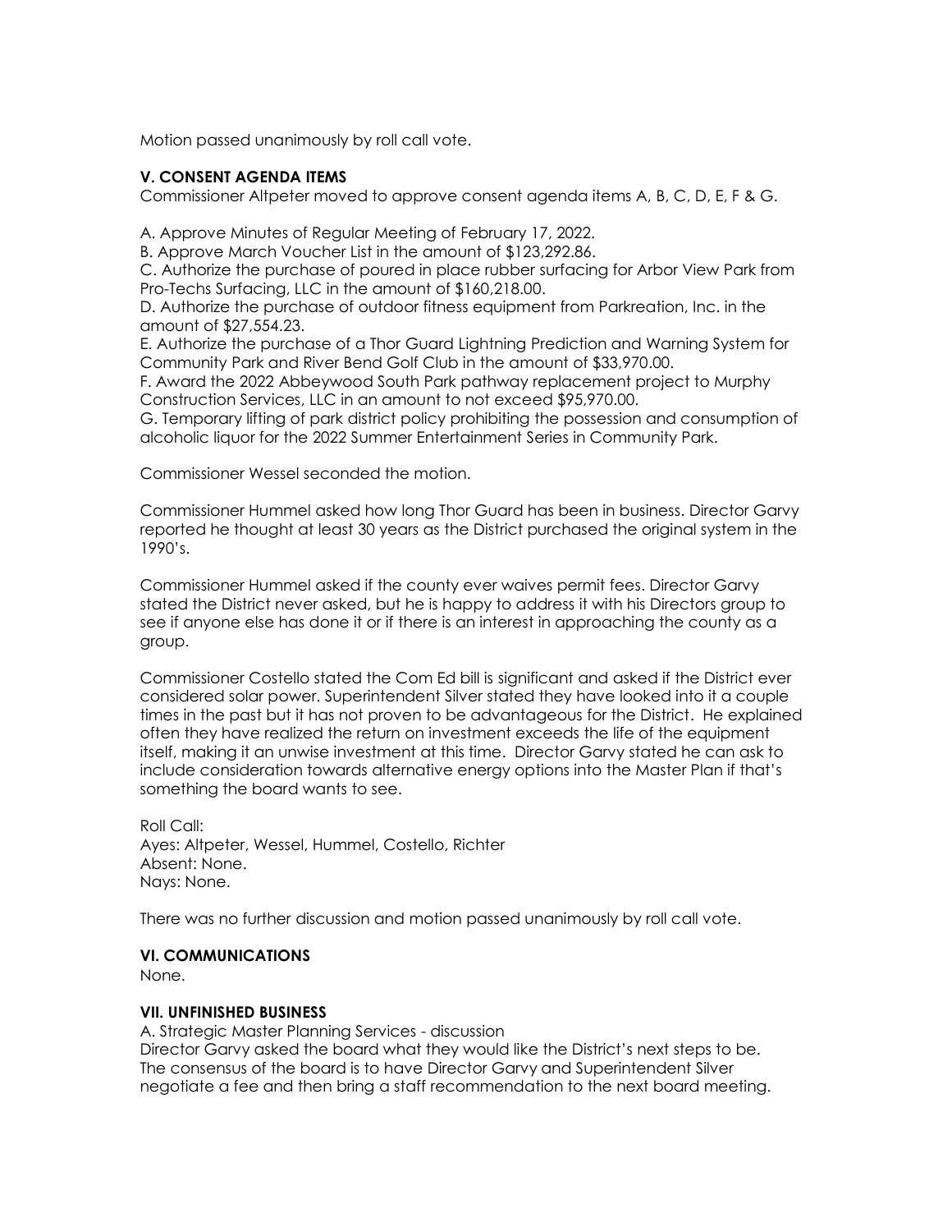Motion passed unanimously by roll call vote.

**V. CONSENT AGENDA ITEMS**

Commissioner Altpeter moved to approve consent agenda items A, B, C, D, E, F & G.

A. Approve Minutes of Regular Meeting of February 17, 2022.
B. Approve March Voucher List in the amount of $123,292.86.
C. Authorize the purchase of poured in place rubber surfacing for Arbor View Park from Pro-Techs Surfacing, LLC in the amount of $160,218.00.
D. Authorize the purchase of outdoor fitness equipment from Parkreation, Inc. in the amount of $27,554.23.
E. Authorize the purchase of a Thor Guard Lightning Prediction and Warning System for Community Park and River Bend Golf Club in the amount of $33,970.00.
F. Award the 2022 Abbeywood South Park pathway replacement project to Murphy Construction Services, LLC in an amount to not exceed $95,970.00.
G. Temporary lifting of park district policy prohibiting the possession and consumption of alcoholic liquor for the 2022 Summer Entertainment Series in Community Park.

Commissioner Wessel seconded the motion.

Commissioner Hummel asked how long Thor Guard has been in business. Director Garvy reported he thought at least 30 years as the District purchased the original system in the 1990's.

Commissioner Hummel asked if the county ever waives permit fees. Director Garvy stated the District never asked, but he is happy to address it with his Directors group to see if anyone else has done it or if there is an interest in approaching the county as a group.

Commissioner Costello stated the Com Ed bill is significant and asked if the District ever considered solar power. Superintendent Silver stated they have looked into it a couple times in the past but it has not proven to be advantageous for the District. He explained often they have realized the return on investment exceeds the life of the equipment itself, making it an unwise investment at this time. Director Garvy stated he can ask to include consideration towards alternative energy options into the Master Plan if that's something the board wants to see.

Roll Call:
Ayes: Altpeter, Wessel, Hummel, Costello, Richter
Absent: None.
Nays: None.

There was no further discussion and motion passed unanimously by roll call vote.

**VI. COMMUNICATIONS**

None.

**VII. UNFINISHED BUSINESS**

A. Strategic Master Planning Services - discussion
Director Garvy asked the board what they would like the District's next steps to be. The consensus of the board is to have Director Garvy and Superintendent Silver negotiate a fee and then bring a staff recommendation to the next board meeting.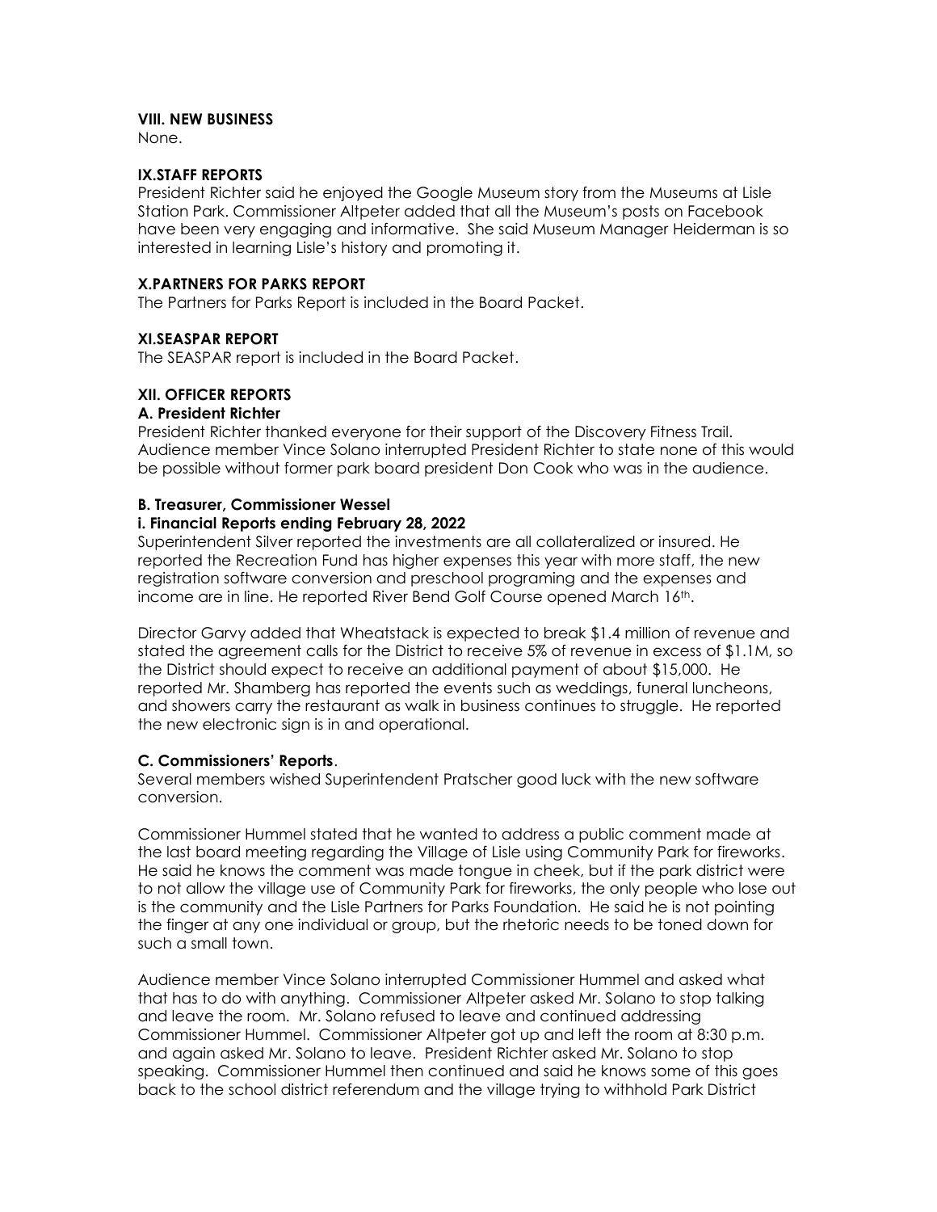### VIII. NEW BUSINESS

None.

### IX.STAFF REPORTS

President Richter said he enjoyed the Google Museum story from the Museums at Lisle Station Park. Commissioner Altpeter added that all the Museum's posts on Facebook have been very engaging and informative. She said Museum Manager Heiderman is so interested in learning Lisle's history and promoting it.

### X.PARTNERS FOR PARKS REPORT

The Partners for Parks Report is included in the Board Packet.

### XI.SEASPAR REPORT

The SEASPAR report is included in the Board Packet.

### XII. OFFICER REPORTS

#### A. President Richter

President Richter thanked everyone for their support of the Discovery Fitness Trail. Audience member Vince Solano interrupted President Richter to state none of this would be possible without former park board president Don Cook who was in the audience.

#### B. Treasurer, Commissioner Wessel

##### i. Financial Reports ending February 28, 2022

Superintendent Silver reported the investments are all collateralized or insured. He reported the Recreation Fund has higher expenses this year with more staff, the new registration software conversion and preschool programing and the expenses and income are in line. He reported River Bend Golf Course opened March 16th.

Director Garvy added that Wheatstack is expected to break $1.4 million of revenue and stated the agreement calls for the District to receive 5% of revenue in excess of $1.1M, so the District should expect to receive an additional payment of about $15,000. He reported Mr. Shamberg has reported the events such as weddings, funeral luncheons, and showers carry the restaurant as walk in business continues to struggle. He reported the new electronic sign is in and operational.

#### C. Commissioners' Reports.

Several members wished Superintendent Pratscher good luck with the new software conversion.

Commissioner Hummel stated that he wanted to address a public comment made at the last board meeting regarding the Village of Lisle using Community Park for fireworks. He said he knows the comment was made tongue in cheek, but if the park district were to not allow the village use of Community Park for fireworks, the only people who lose out is the community and the Lisle Partners for Parks Foundation. He said he is not pointing the finger at any one individual or group, but the rhetoric needs to be toned down for such a small town.

Audience member Vince Solano interrupted Commissioner Hummel and asked what that has to do with anything. Commissioner Altpeter asked Mr. Solano to stop talking and leave the room. Mr. Solano refused to leave and continued addressing Commissioner Hummel. Commissioner Altpeter got up and left the room at 8:30 p.m. and again asked Mr. Solano to leave. President Richter asked Mr. Solano to stop speaking. Commissioner Hummel then continued and said he knows some of this goes back to the school district referendum and the village trying to withhold Park District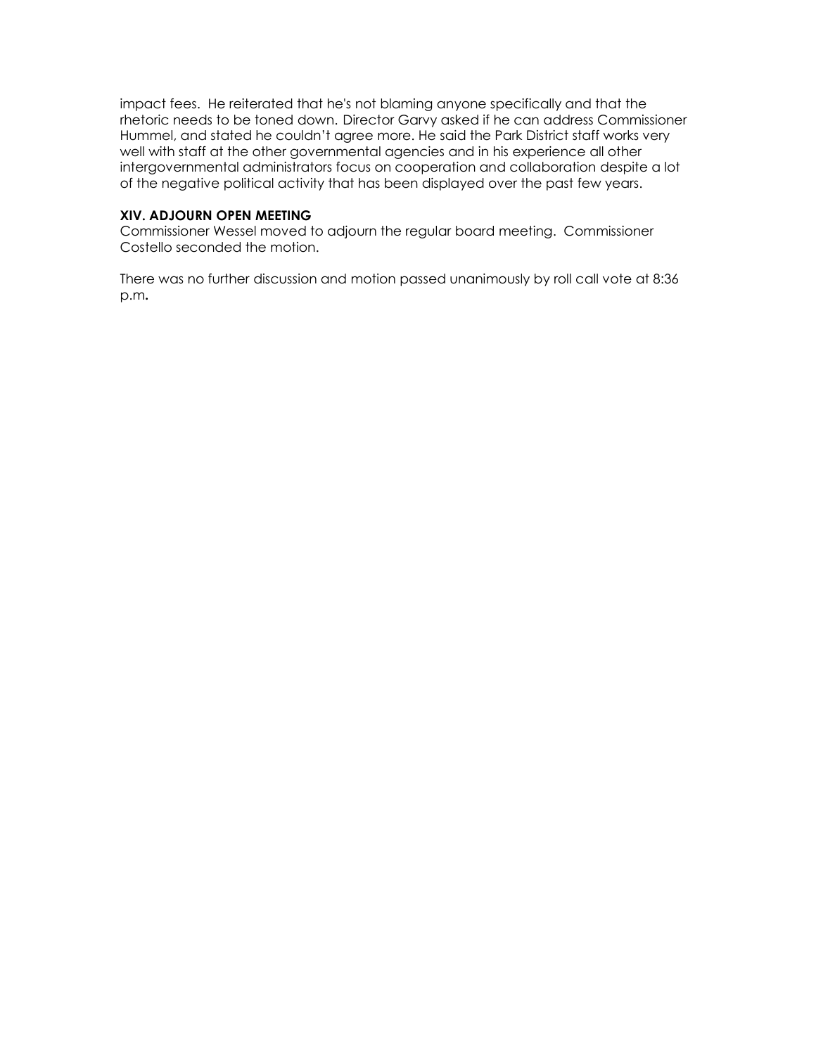impact fees. He reiterated that he's not blaming anyone specifically and that the rhetoric needs to be toned down. Director Garvy asked if he can address Commissioner Hummel, and stated he couldn't agree more. He said the Park District staff works very well with staff at the other governmental agencies and in his experience all other intergovernmental administrators focus on cooperation and collaboration despite a lot of the negative political activity that has been displayed over the past few years.

**XIV. ADJOURN OPEN MEETING**

Commissioner Wessel moved to adjourn the regular board meeting. Commissioner Costello seconded the motion.

There was no further discussion and motion passed unanimously by roll call vote at 8:36 p.m.